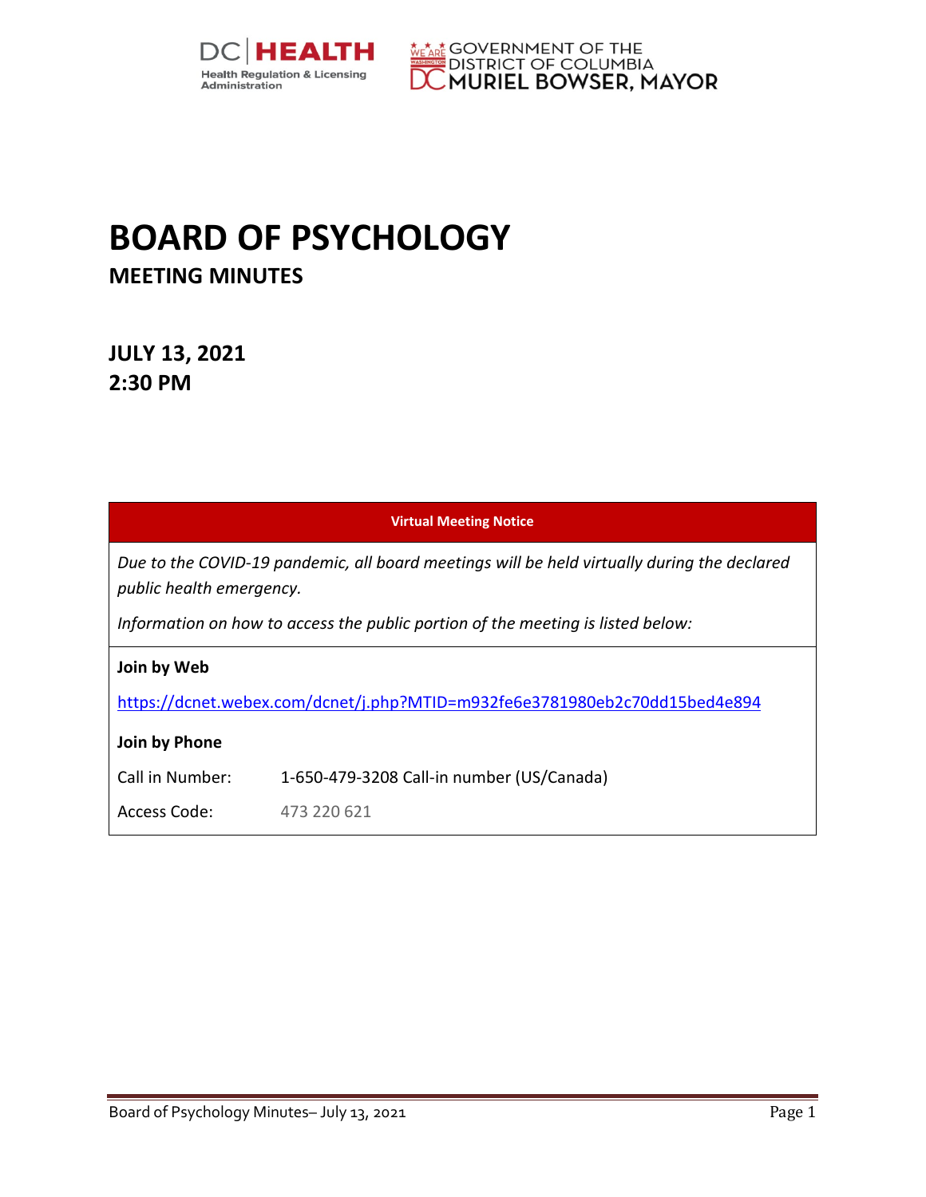# BOARD OF PSYCHOLOGY

## MEETING MINUTES

**JULY 13, 2021**
**2:30 PM**

| Virtual Meeting Notice | |
|---|---|
| *Due to the COVID-19 pandemic, all board meetings will be held virtually during the declared public health emergency.* | |
| *Information on how to access the public portion of the meeting is listed below:* | |
| **Join by Web** | |
| https://dcnet.webex.com/dcnet/j.php?MTID=m932fe6e3781980eb2c70dd15bed4e894 | |
| **Join by Phone** | |
| Call in Number: | 1-650-479-3208 Call-in number (US/Canada) |
| Access Code: | 473 220 621 |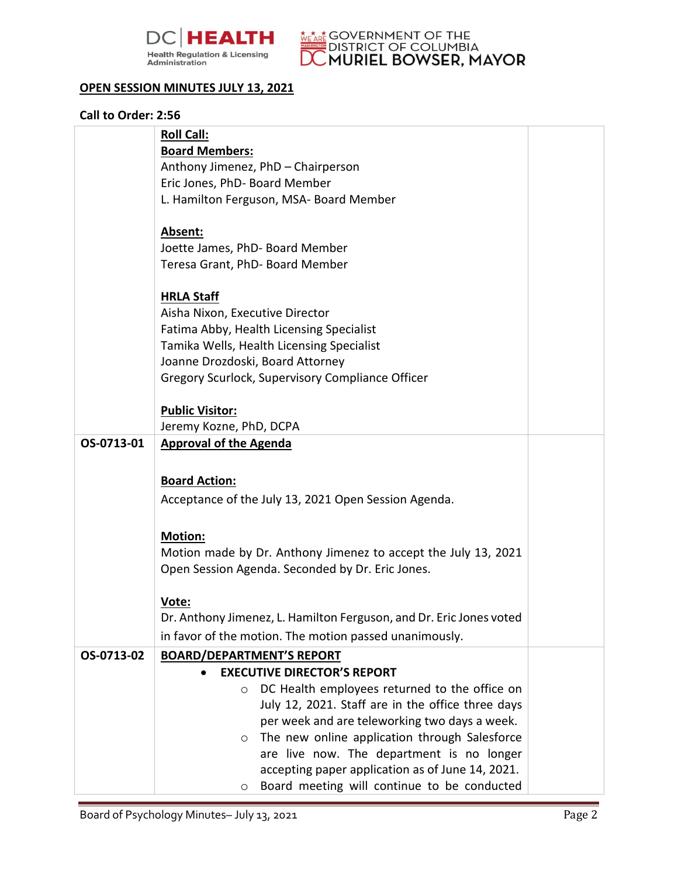**OPEN SESSION MINUTES JULY 13, 2021**

**Call to Order: 2:56**

| | | |
|---|---|---|
| | **Roll Call:**<br>**Board Members:**<br>Anthony Jimenez, PhD – Chairperson<br>Eric Jones, PhD- Board Member<br>L. Hamilton Ferguson, MSA- Board Member<br><br>**Absent:**<br>Joette James, PhD- Board Member<br>Teresa Grant, PhD- Board Member<br><br>**HRLA Staff**<br>Aisha Nixon, Executive Director<br>Fatima Abby, Health Licensing Specialist<br>Tamika Wells, Health Licensing Specialist<br>Joanne Drozdoski, Board Attorney<br>Gregory Scurlock, Supervisory Compliance Officer<br><br>**Public Visitor:**<br>Jeremy Kozne, PhD, DCPA | |
| **OS-0713-01** | **Approval of the Agenda**<br><br>**Board Action:**<br>Acceptance of the July 13, 2021 Open Session Agenda.<br><br>**Motion:**<br>Motion made by Dr. Anthony Jimenez to accept the July 13, 2021 Open Session Agenda. Seconded by Dr. Eric Jones.<br><br>**Vote:**<br>Dr. Anthony Jimenez, L. Hamilton Ferguson, and Dr. Eric Jones voted in favor of the motion. The motion passed unanimously. | |
| **OS-0713-02** | **BOARD/DEPARTMENT'S REPORT**<br>• **EXECUTIVE DIRECTOR'S REPORT**<br>  ○ DC Health employees returned to the office on July 12, 2021. Staff are in the office three days per week and are teleworking two days a week.<br>  ○ The new online application through Salesforce are live now. The department is no longer accepting paper application as of June 14, 2021.<br>  ○ Board meeting will continue to be conducted | |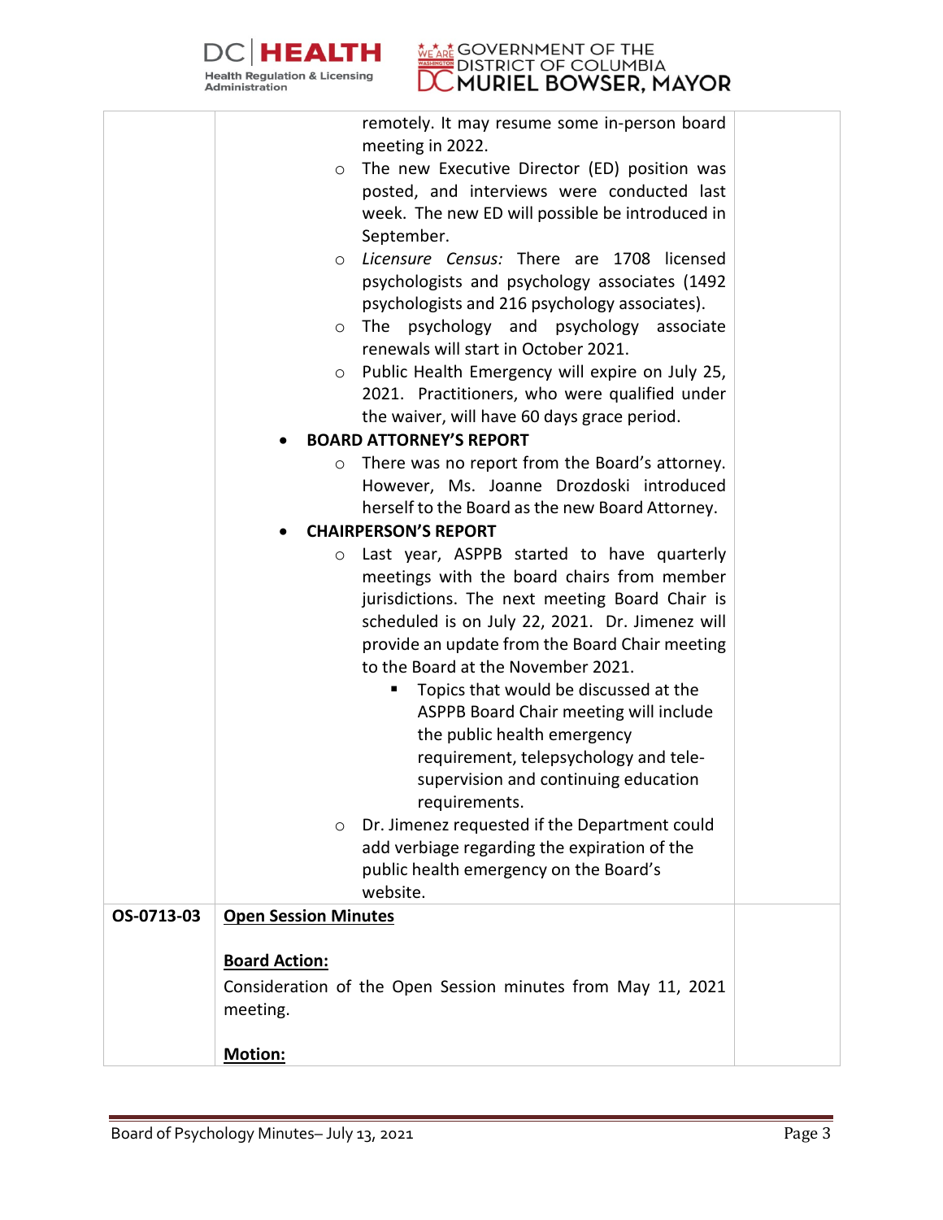| | | |
|---|---|---|
| | remotely. It may resume some in-person board meeting in 2022.<br>○ The new Executive Director (ED) position was posted, and interviews were conducted last week. The new ED will possible be introduced in September.<br>○ *Licensure Census:* There are 1708 licensed psychologists and psychology associates (1492 psychologists and 216 psychology associates).<br>○ The psychology and psychology associate renewals will start in October 2021.<br>○ Public Health Emergency will expire on July 25, 2021. Practitioners, who were qualified under the waiver, will have 60 days grace period.<br>• **BOARD ATTORNEY'S REPORT**<br>○ There was no report from the Board's attorney. However, Ms. Joanne Drozdoski introduced herself to the Board as the new Board Attorney.<br>• **CHAIRPERSON'S REPORT**<br>○ Last year, ASPPB started to have quarterly meetings with the board chairs from member jurisdictions. The next meeting Board Chair is scheduled is on July 22, 2021. Dr. Jimenez will provide an update from the Board Chair meeting to the Board at the November 2021.<br>▪ Topics that would be discussed at the ASPPB Board Chair meeting will include the public health emergency requirement, telepsychology and tele-supervision and continuing education requirements.<br>○ Dr. Jimenez requested if the Department could add verbiage regarding the expiration of the public health emergency on the Board's website. | |
| OS-0713-03 | **Open Session Minutes**<br><br>**Board Action:**<br>Consideration of the Open Session minutes from May 11, 2021 meeting.<br><br>**Motion:** | |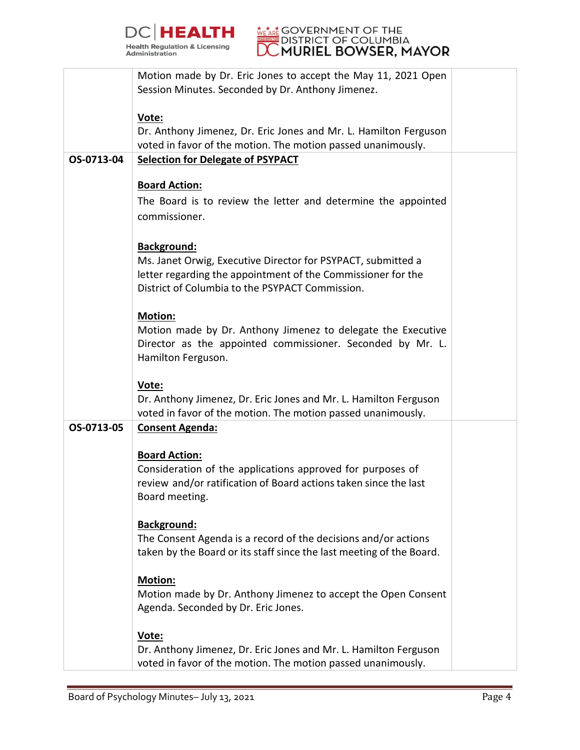| | | |
|---|---|---|
| | Motion made by Dr. Eric Jones to accept the May 11, 2021 Open Session Minutes. Seconded by Dr. Anthony Jimenez.<br><br>**Vote:**<br>Dr. Anthony Jimenez, Dr. Eric Jones and Mr. L. Hamilton Ferguson voted in favor of the motion. The motion passed unanimously. | |
| **OS-0713-04** | **Selection for Delegate of PSYPACT**<br><br>**Board Action:**<br>The Board is to review the letter and determine the appointed commissioner.<br><br>**Background:**<br>Ms. Janet Orwig, Executive Director for PSYPACT, submitted a letter regarding the appointment of the Commissioner for the District of Columbia to the PSYPACT Commission.<br><br>**Motion:**<br>Motion made by Dr. Anthony Jimenez to delegate the Executive Director as the appointed commissioner. Seconded by Mr. L. Hamilton Ferguson.<br><br>**Vote:**<br>Dr. Anthony Jimenez, Dr. Eric Jones and Mr. L. Hamilton Ferguson voted in favor of the motion. The motion passed unanimously. | |
| **OS-0713-05** | **Consent Agenda:**<br><br>**Board Action:**<br>Consideration of the applications approved for purposes of review and/or ratification of Board actions taken since the last Board meeting.<br><br>**Background:**<br>The Consent Agenda is a record of the decisions and/or actions taken by the Board or its staff since the last meeting of the Board.<br><br>**Motion:**<br>Motion made by Dr. Anthony Jimenez to accept the Open Consent Agenda. Seconded by Dr. Eric Jones.<br><br>**Vote:**<br>Dr. Anthony Jimenez, Dr. Eric Jones and Mr. L. Hamilton Ferguson voted in favor of the motion. The motion passed unanimously. | |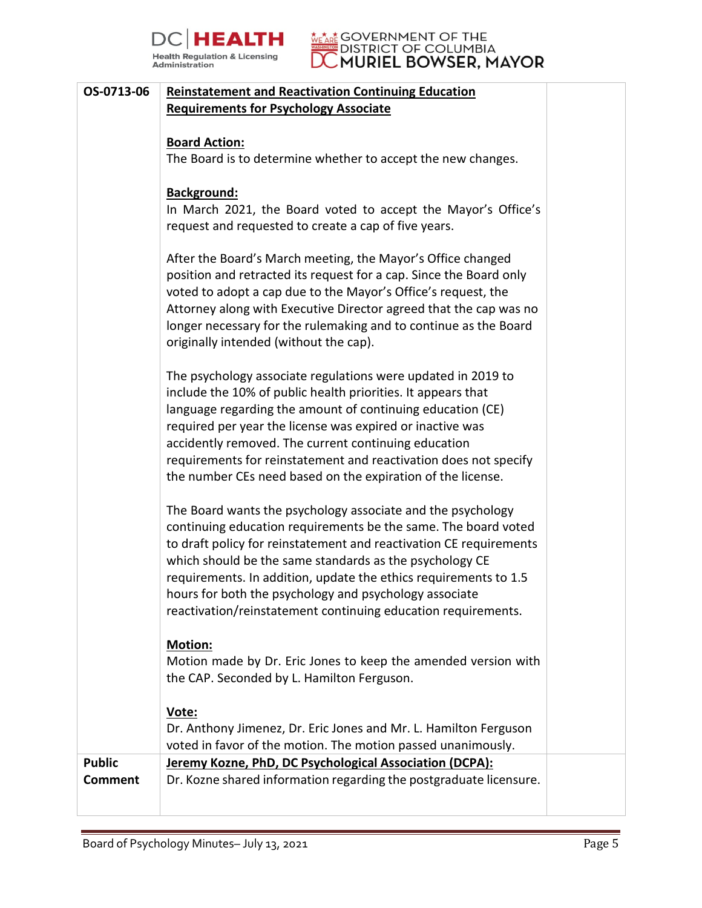| | | |
|---|---|---|
| **OS-0713-06** | **Reinstatement and Reactivation Continuing Education Requirements for Psychology Associate**<br><br>**Board Action:**<br>The Board is to determine whether to accept the new changes.<br><br>**Background:**<br>In March 2021, the Board voted to accept the Mayor's Office's request and requested to create a cap of five years.<br><br>After the Board's March meeting, the Mayor's Office changed position and retracted its request for a cap. Since the Board only voted to adopt a cap due to the Mayor's Office's request, the Attorney along with Executive Director agreed that the cap was no longer necessary for the rulemaking and to continue as the Board originally intended (without the cap).<br><br>The psychology associate regulations were updated in 2019 to include the 10% of public health priorities. It appears that language regarding the amount of continuing education (CE) required per year the license was expired or inactive was accidently removed. The current continuing education requirements for reinstatement and reactivation does not specify the number CEs need based on the expiration of the license.<br><br>The Board wants the psychology associate and the psychology continuing education requirements be the same. The board voted to draft policy for reinstatement and reactivation CE requirements which should be the same standards as the psychology CE requirements. In addition, update the ethics requirements to 1.5 hours for both the psychology and psychology associate reactivation/reinstatement continuing education requirements.<br><br>**Motion:**<br>Motion made by Dr. Eric Jones to keep the amended version with the CAP. Seconded by L. Hamilton Ferguson.<br><br>**Vote:**<br>Dr. Anthony Jimenez, Dr. Eric Jones and Mr. L. Hamilton Ferguson voted in favor of the motion. The motion passed unanimously. | |
| **Public Comment** | **Jeremy Kozne, PhD, DC Psychological Association (DCPA):**<br>Dr. Kozne shared information regarding the postgraduate licensure. | |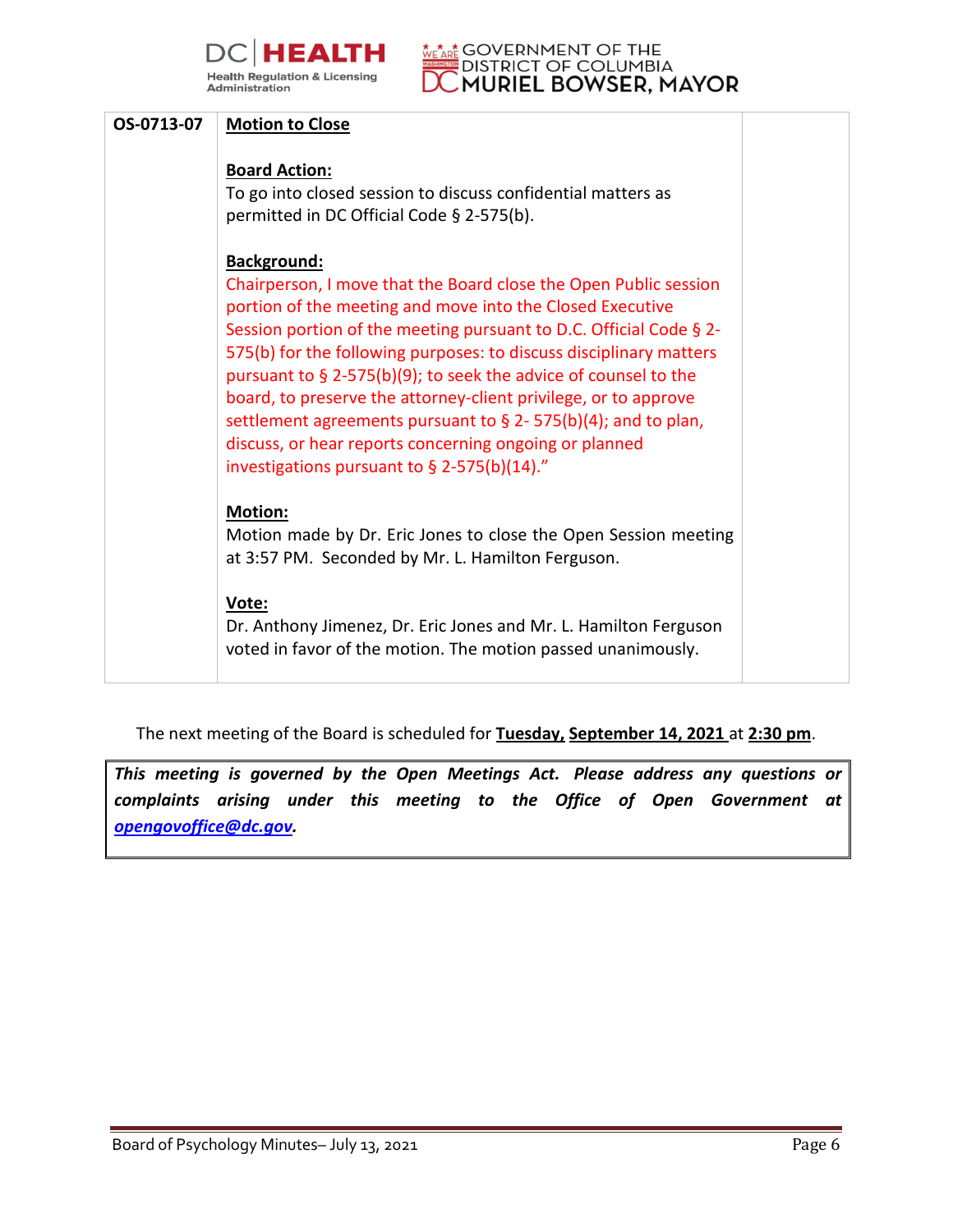| | | |
|---|---|---|
| OS-0713-07 | **Motion to Close**<br><br>**Board Action:**<br>To go into closed session to discuss confidential matters as permitted in DC Official Code § 2-575(b).<br><br>**Background:**<br>Chairperson, I move that the Board close the Open Public session portion of the meeting and move into the Closed Executive Session portion of the meeting pursuant to D.C. Official Code § 2-575(b) for the following purposes: to discuss disciplinary matters pursuant to § 2-575(b)(9); to seek the advice of counsel to the board, to preserve the attorney-client privilege, or to approve settlement agreements pursuant to § 2- 575(b)(4); and to plan, discuss, or hear reports concerning ongoing or planned investigations pursuant to § 2-575(b)(14)."<br><br>**Motion:**<br>Motion made by Dr. Eric Jones to close the Open Session meeting at 3:57 PM. Seconded by Mr. L. Hamilton Ferguson.<br><br>**Vote:**<br>Dr. Anthony Jimenez, Dr. Eric Jones and Mr. L. Hamilton Ferguson voted in favor of the motion. The motion passed unanimously. | |

The next meeting of the Board is scheduled for **Tuesday, September 14, 2021** at **2:30 pm**.

***This meeting is governed by the Open Meetings Act. Please address any questions or complaints arising under this meeting to the Office of Open Government at opengovoffice@dc.gov.***